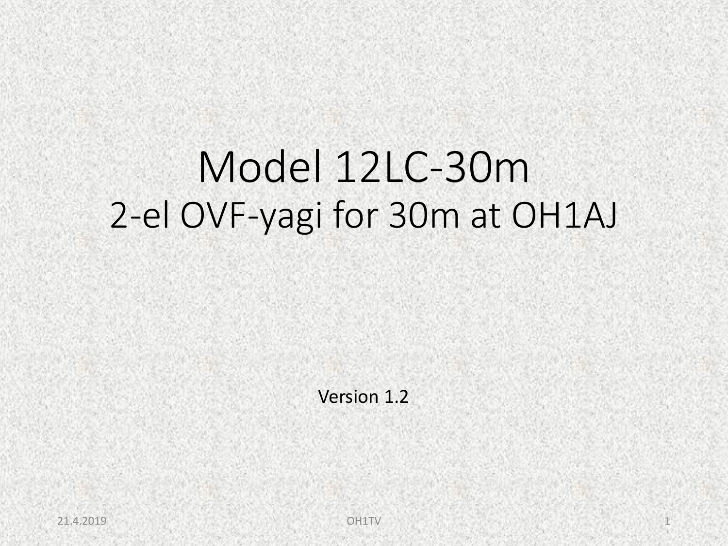# Model 12LC-30m

## 2-el OVF-yagi for 30m at OH1AJ

Version 1.2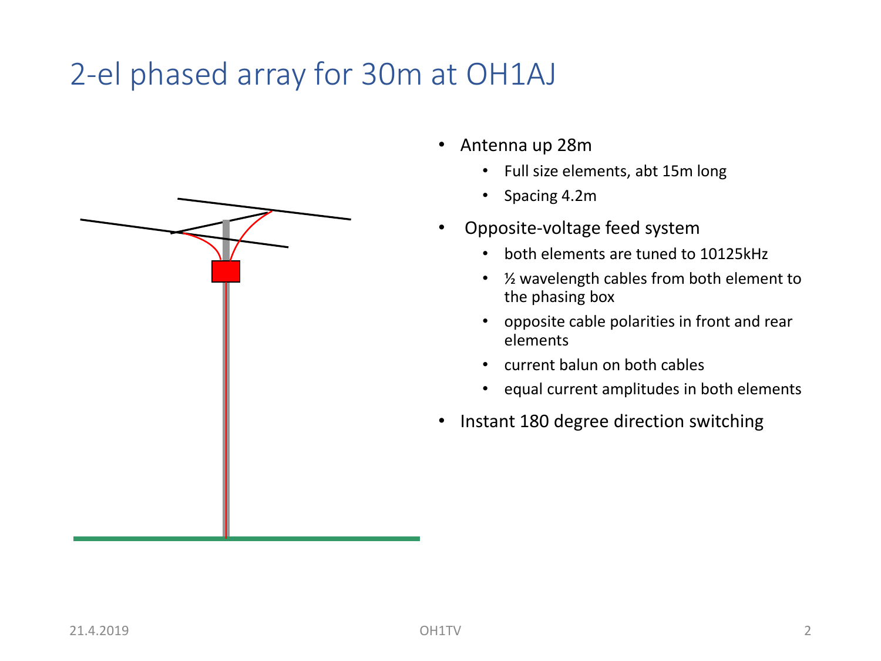# 2-el phased array for 30m at OH1AJ

- Antenna up 28m
  - Full size elements, abt 15m long
  - Spacing 4.2m
- Opposite-voltage feed system
  - both elements are tuned to 10125kHz
  - ½ wavelength cables from both element to the phasing box
  - opposite cable polarities in front and rear elements
  - current balun on both cables
  - equal current amplitudes in both elements
- Instant 180 degree direction switching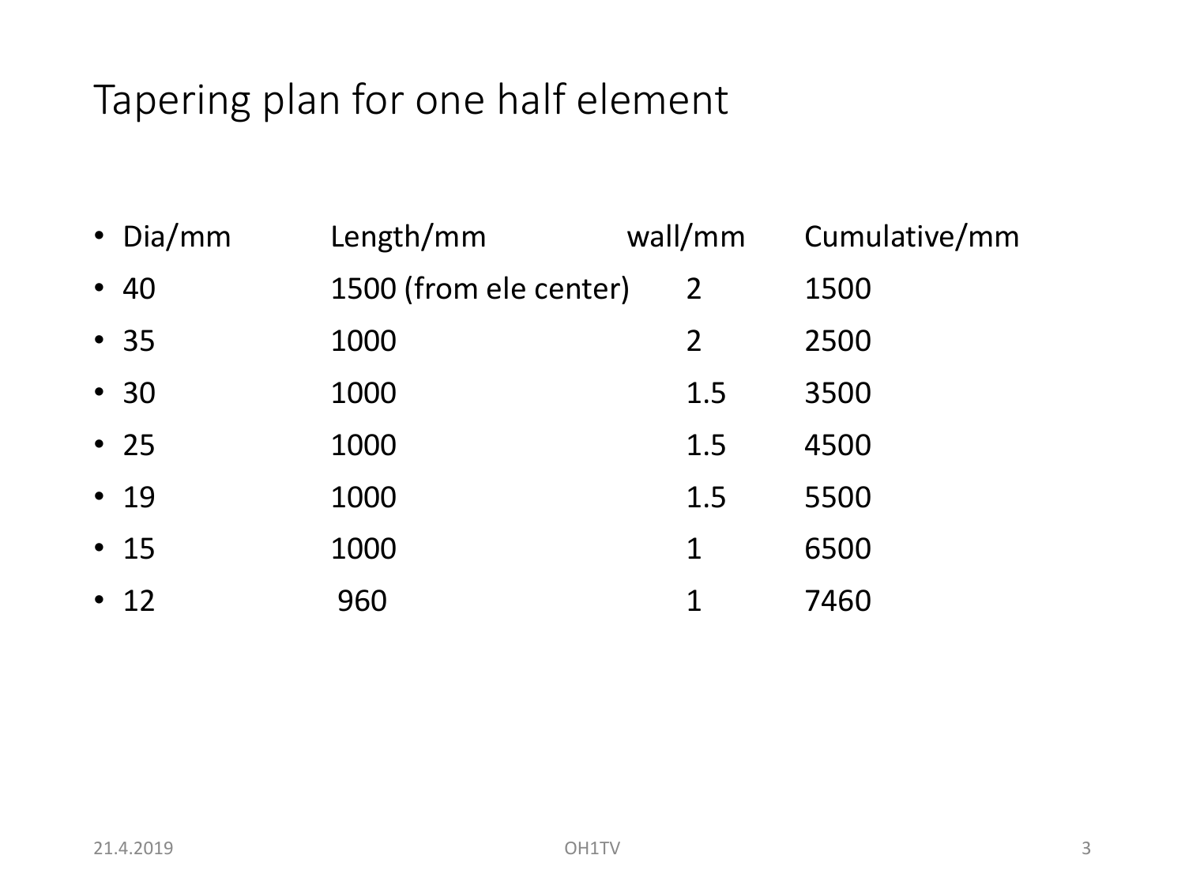# Tapering plan for one half element

| Dia/mm | Length/mm | wall/mm | Cumulative/mm |
|---|---|---|---|
| 40 | 1500 (from ele center) | 2 | 1500 |
| 35 | 1000 | 2 | 2500 |
| 30 | 1000 | 1.5 | 3500 |
| 25 | 1000 | 1.5 | 4500 |
| 19 | 1000 | 1.5 | 5500 |
| 15 | 1000 | 1 | 6500 |
| 12 | 960 | 1 | 7460 |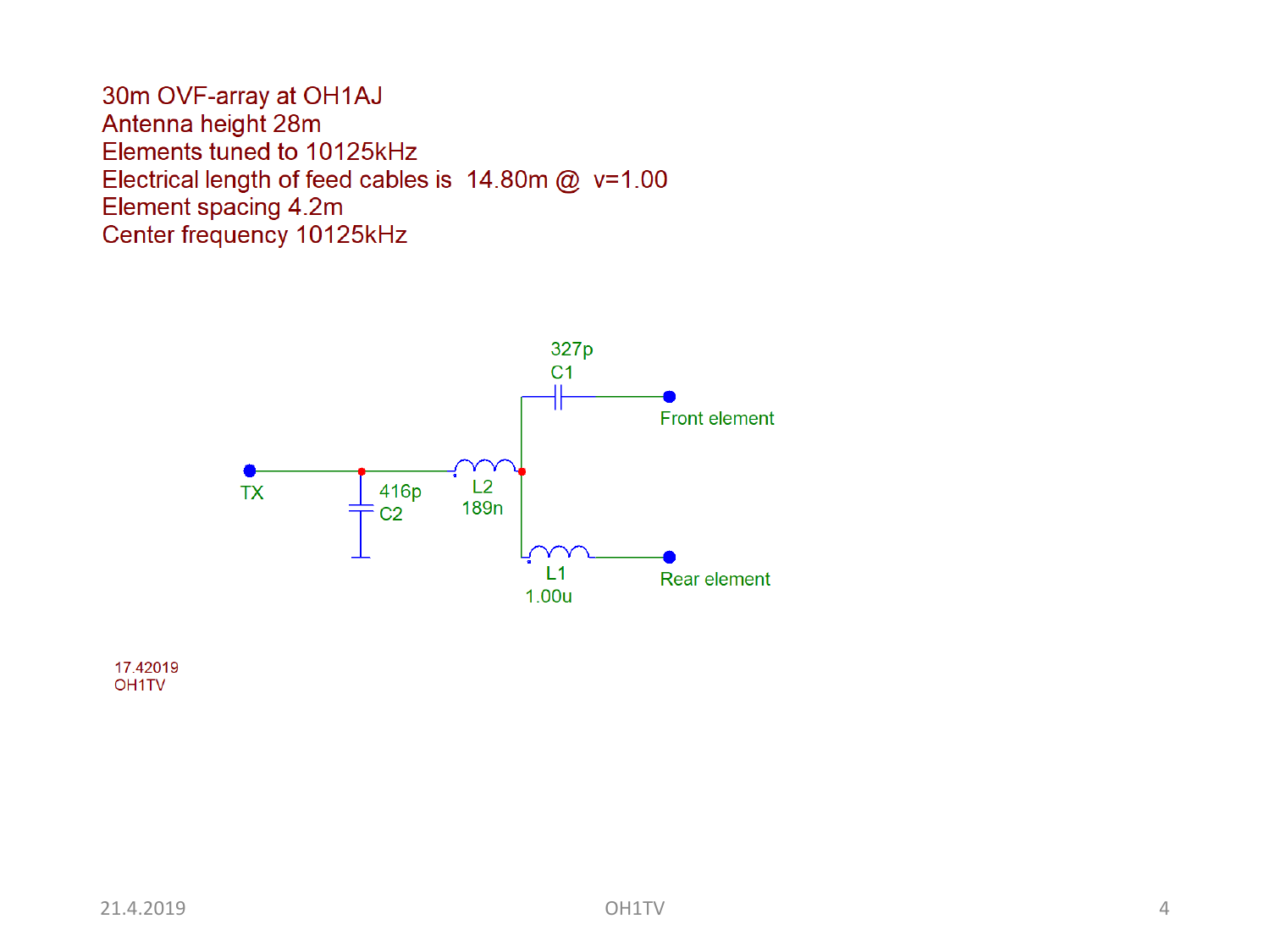30m OVF-array at OH1AJ
Antenna height 28m
Elements tuned to 10125kHz
Electrical length of feed cables is 14.80m @ v=1.00
Element spacing 4.2m
Center frequency 10125kHz

327p
C1

Front element

TX

416p
C2

L2
189n

L1
1.00u

Rear element

17.42019
OH1TV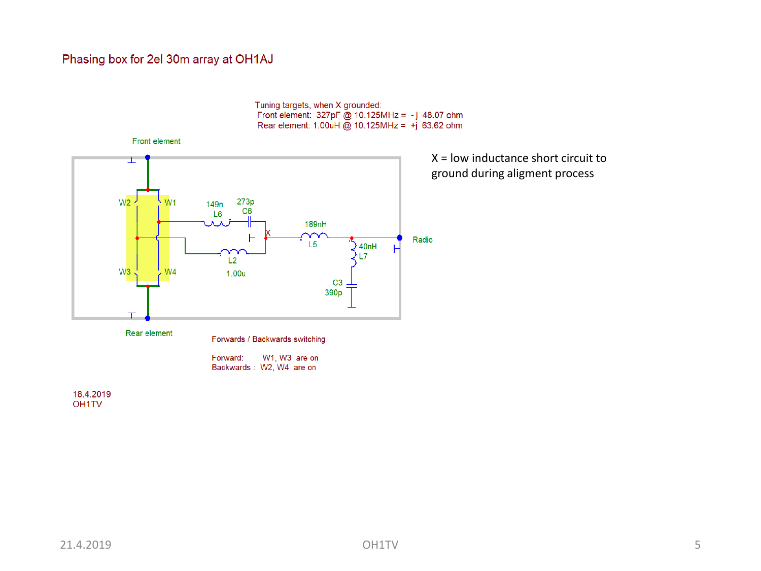# Phasing box for 2el 30m array at OH1AJ

Tuning targets, when X grounded:
Front element: 327pF @ 10.125MHz = - j 48.07 ohm
Rear element: 1.00uH @ 10.125MHz = +j 63.62 ohm

X = low inductance short circuit to ground during aligment process

Front element

W2 W1 149n L6 273p C6 X 189nH L5 Radio
L2 1.00u 40nH L7 C3 390p
W3 W4

Rear element

Forwards / Backwards switching

Forward: W1, W3 are on
Backwards : W2, W4 are on

18.4.2019
OH1TV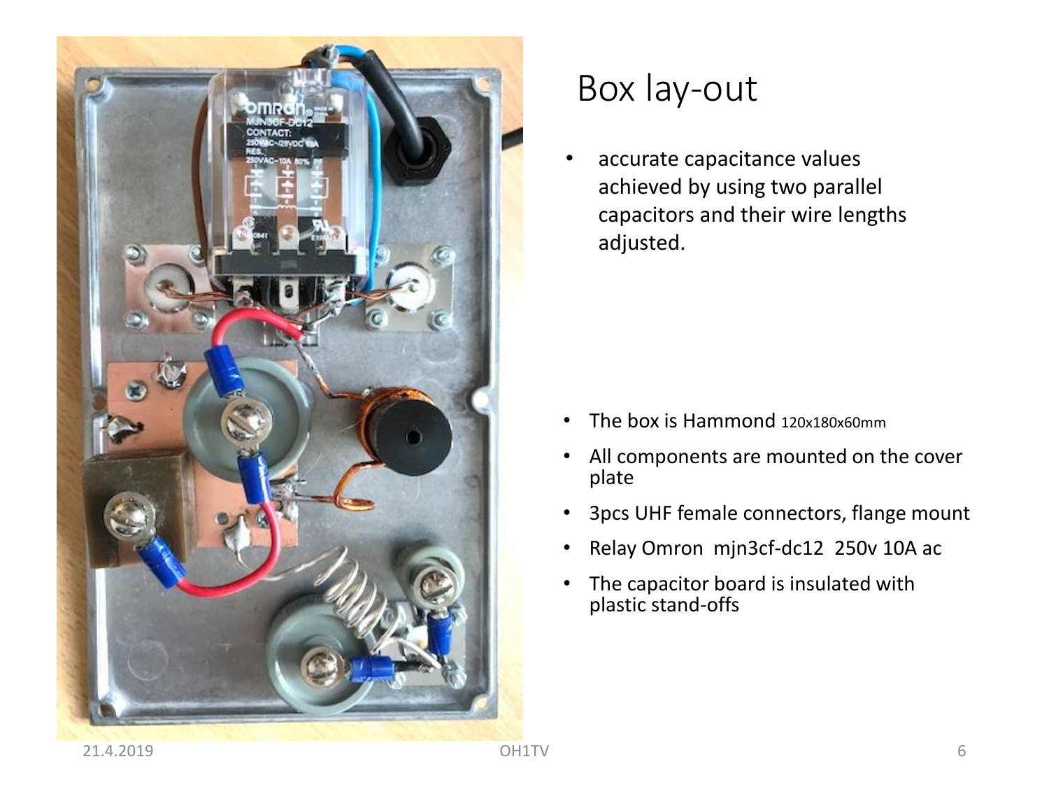# Box lay-out

- accurate capacitance values achieved by using two parallel capacitors and their wire lengths adjusted.

- The box is Hammond 120x180x60mm
- All components are mounted on the cover plate
- 3pcs UHF female connectors, flange mount
- Relay Omron mjn3cf-dc12 250v 10A ac
- The capacitor board is insulated with plastic stand-offs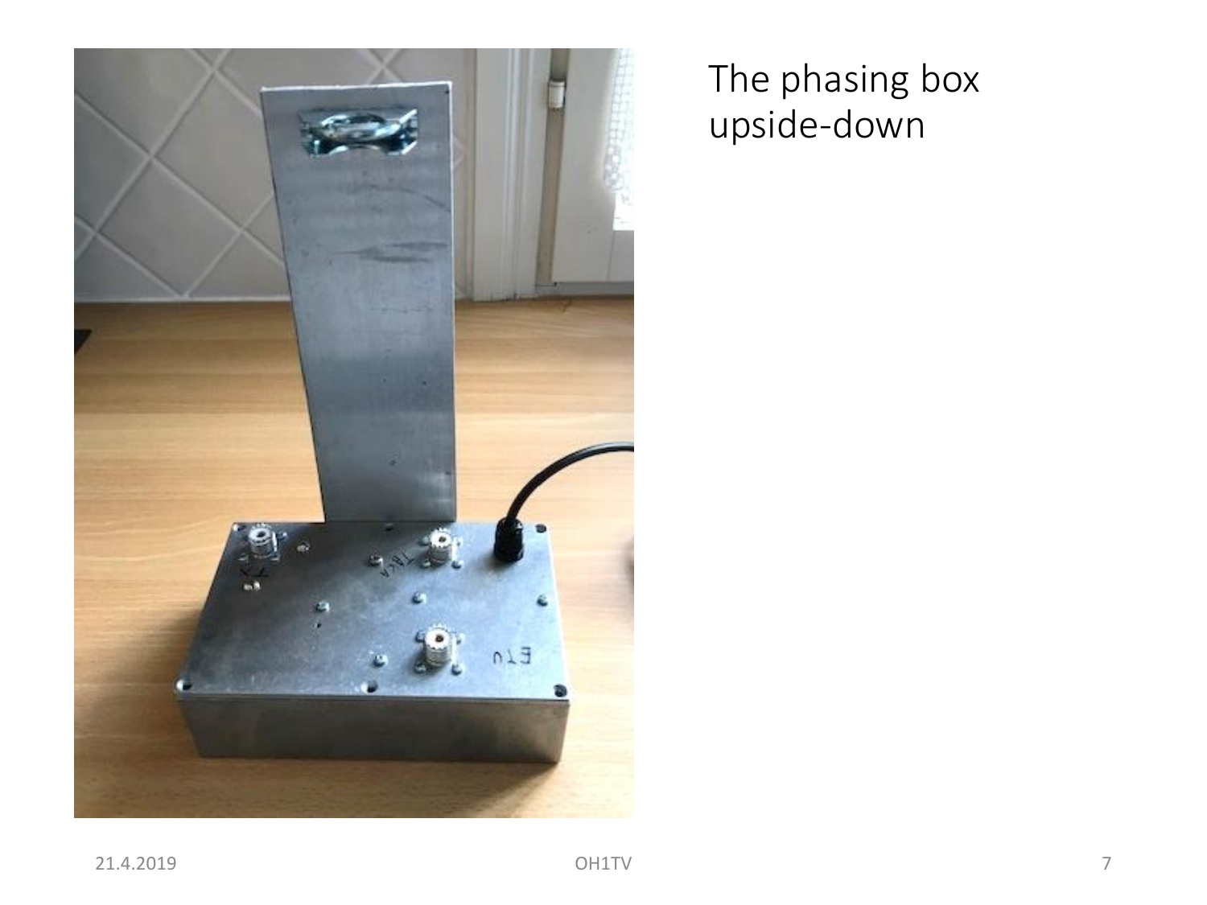The phasing box upside-down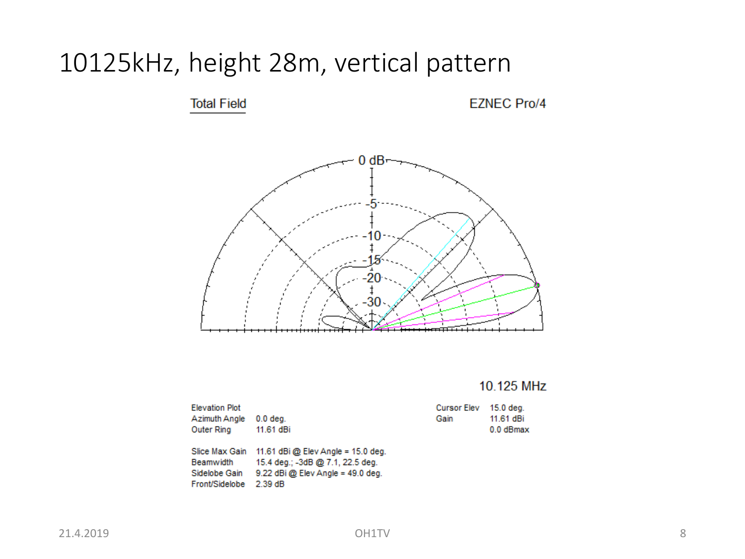# 10125kHz, height 28m, vertical pattern

Total Field

EZNEC Pro/4

10.125 MHz

Elevation Plot
Azimuth Angle 0.0 deg.
Outer Ring 11.61 dBi

Cursor Elev 15.0 deg.
Gain 11.61 dBi
0.0 dBmax

Slice Max Gain 11.61 dBi @ Elev Angle = 15.0 deg.
Beamwidth 15.4 deg.; -3dB @ 7.1, 22.5 deg.
Sidelobe Gain 9.22 dBi @ Elev Angle = 49.0 deg.
Front/Sidelobe 2.39 dB

21.4.2019

OH1TV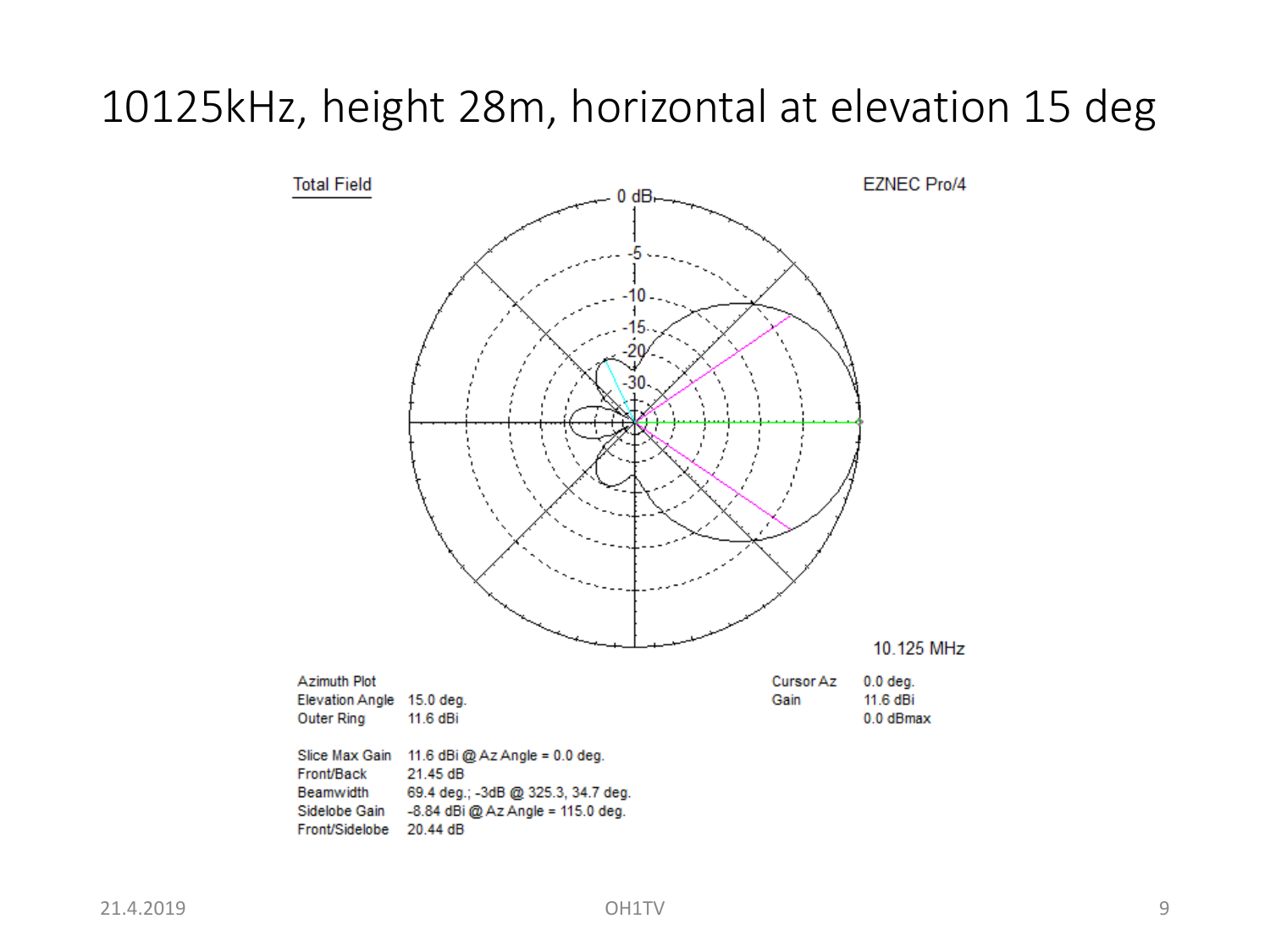# 10125kHz, height 28m, horizontal at elevation 15 deg

Total Field

EZNEC Pro/4

10.125 MHz

| | |
|---|---|
| Azimuth Plot | |
| Elevation Angle | 15.0 deg. |
| Outer Ring | 11.6 dBi |

| | |
|---|---|
| Cursor Az | 0.0 deg. |
| Gain | 11.6 dBi |
| | 0.0 dBmax |

| | |
|---|---|
| Slice Max Gain | 11.6 dBi @ Az Angle = 0.0 deg. |
| Front/Back | 21.45 dB |
| Beamwidth | 69.4 deg.; -3dB @ 325.3, 34.7 deg. |
| Sidelobe Gain | -8.84 dBi @ Az Angle = 115.0 deg. |
| Front/Sidelobe | 20.44 dB |

21.4.2019

OH1TV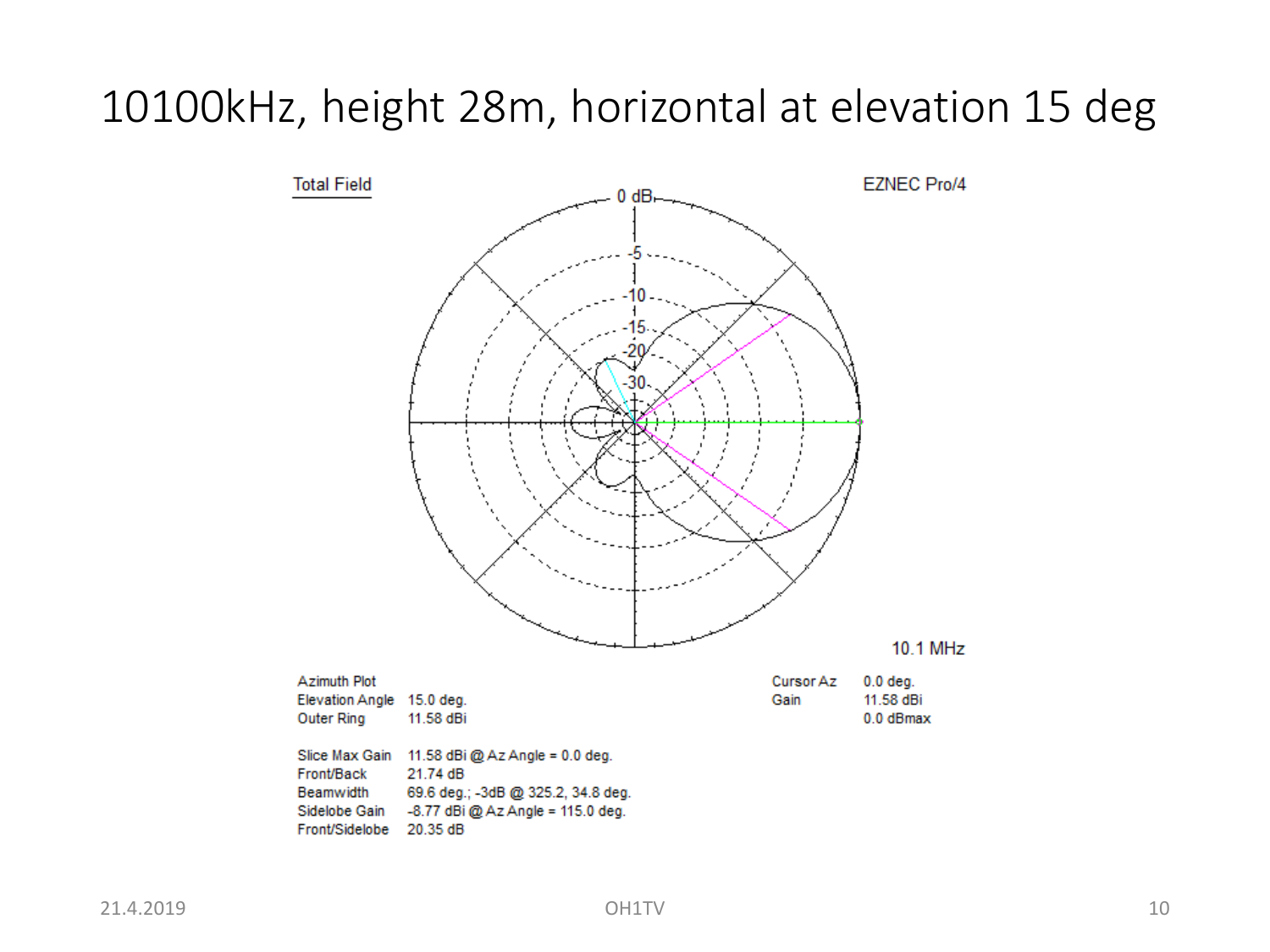# 10100kHz, height 28m, horizontal at elevation 15 deg

Total Field

EZNEC Pro/4

10.1 MHz

| Azimuth Plot | |
|---|---|
| Elevation Angle | 15.0 deg. |
| Outer Ring | 11.58 dBi |

| Cursor Az | 0.0 deg. |
|---|---|
| Gain | 11.58 dBi |
| | 0.0 dBmax |

| Slice Max Gain | 11.58 dBi @ Az Angle = 0.0 deg. |
|---|---|
| Front/Back | 21.74 dB |
| Beamwidth | 69.6 deg.; -3dB @ 325.2, 34.8 deg. |
| Sidelobe Gain | -8.77 dBi @ Az Angle = 115.0 deg. |
| Front/Sidelobe | 20.35 dB |

21.4.2019

OH1TV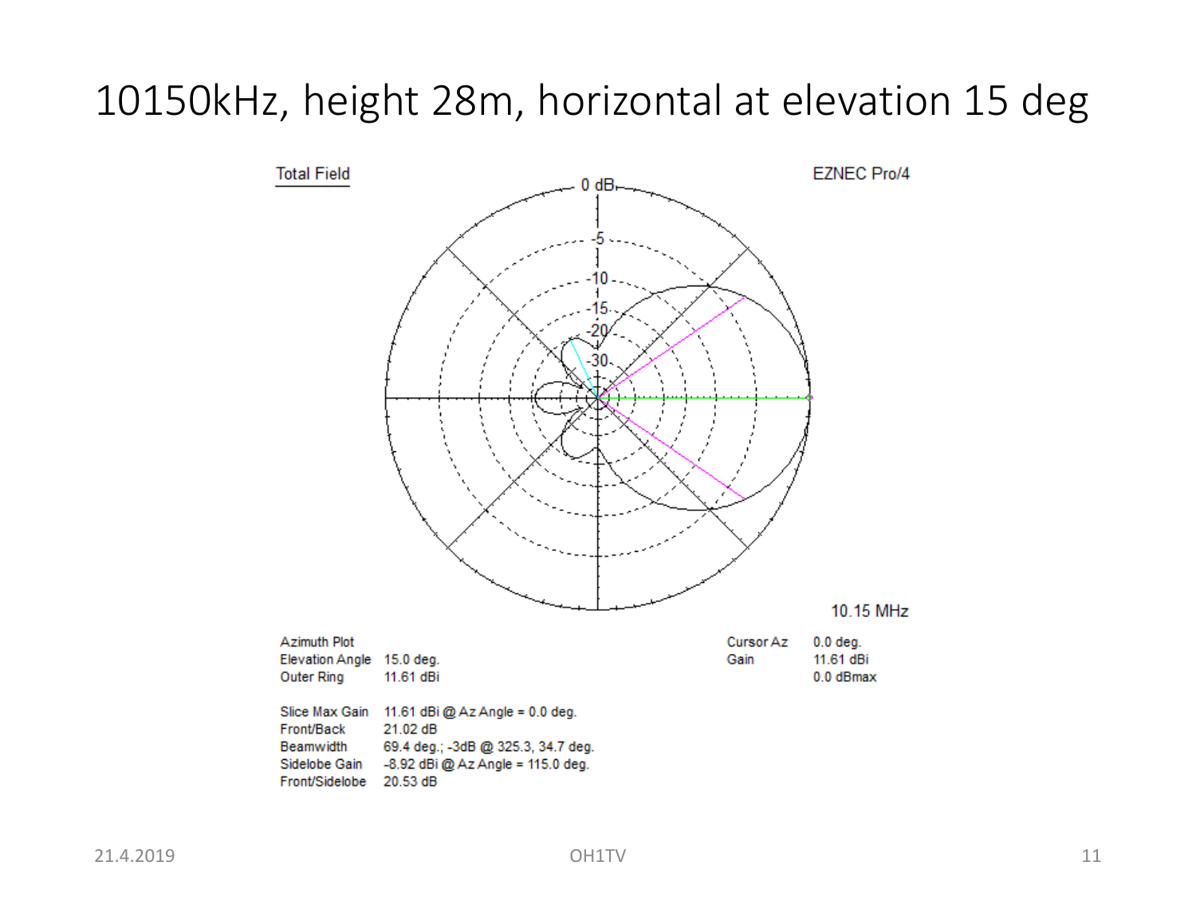# 10150kHz, height 28m, horizontal at elevation 15 deg

Total Field

EZNEC Pro/4

10.15 MHz

Azimuth Plot
Elevation Angle 15.0 deg.
Outer Ring 11.61 dBi

Cursor Az 0.0 deg.
Gain 11.61 dBi
0.0 dBmax

Slice Max Gain 11.61 dBi @ Az Angle = 0.0 deg.
Front/Back 21.02 dB
Beamwidth 69.4 deg.; -3dB @ 325.3, 34.7 deg.
Sidelobe Gain -8.92 dBi @ Az Angle = 115.0 deg.
Front/Sidelobe 20.53 dB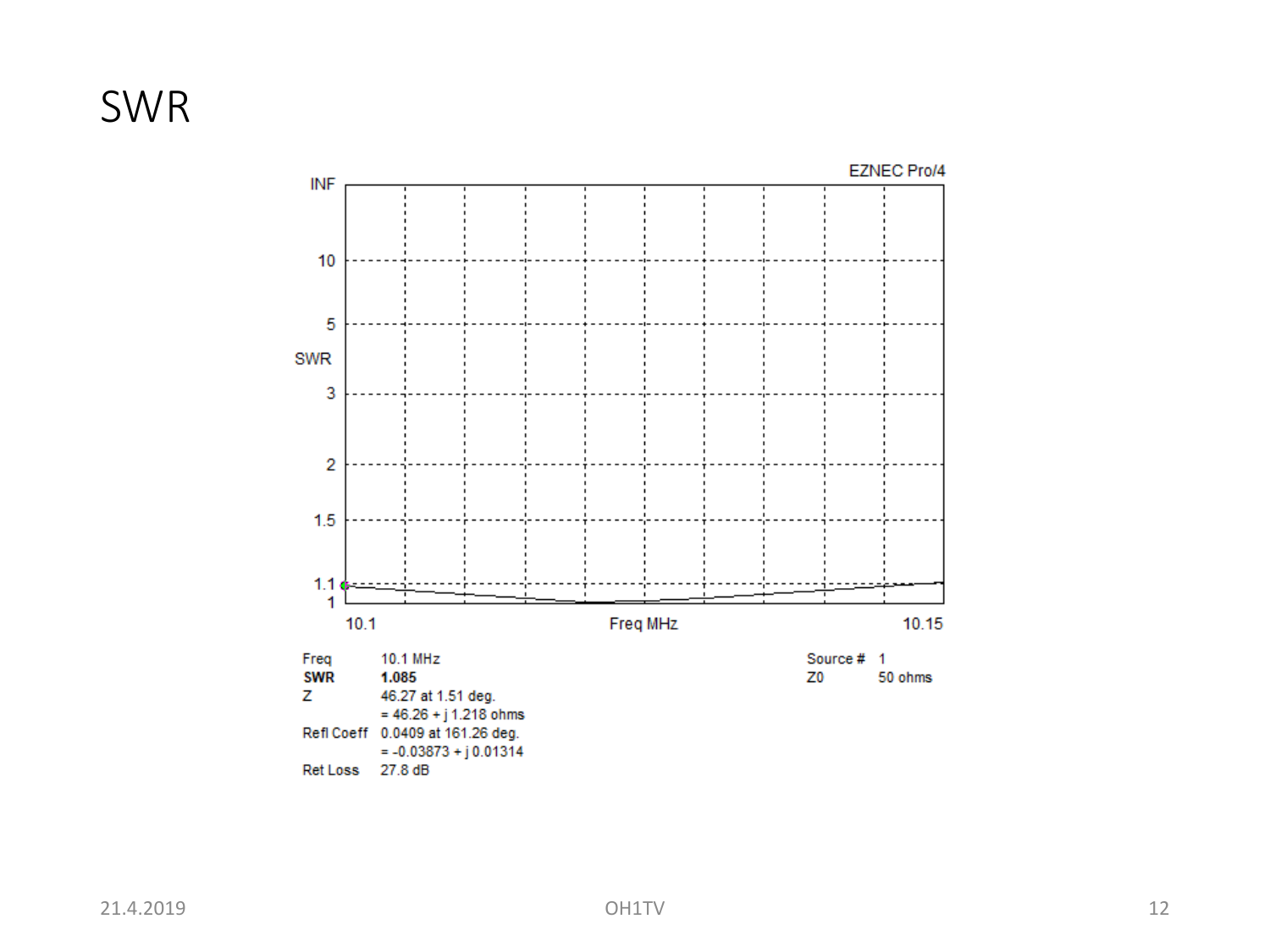# SWR

Freq 10.1 MHz
**SWR** **1.085**
Z 46.27 at 1.51 deg.
= 46.26 + j 1.218 ohms
Refl Coeff 0.0409 at 161.26 deg.
= -0.03873 + j 0.01314
Ret Loss 27.8 dB

Source # 1
Z0 50 ohms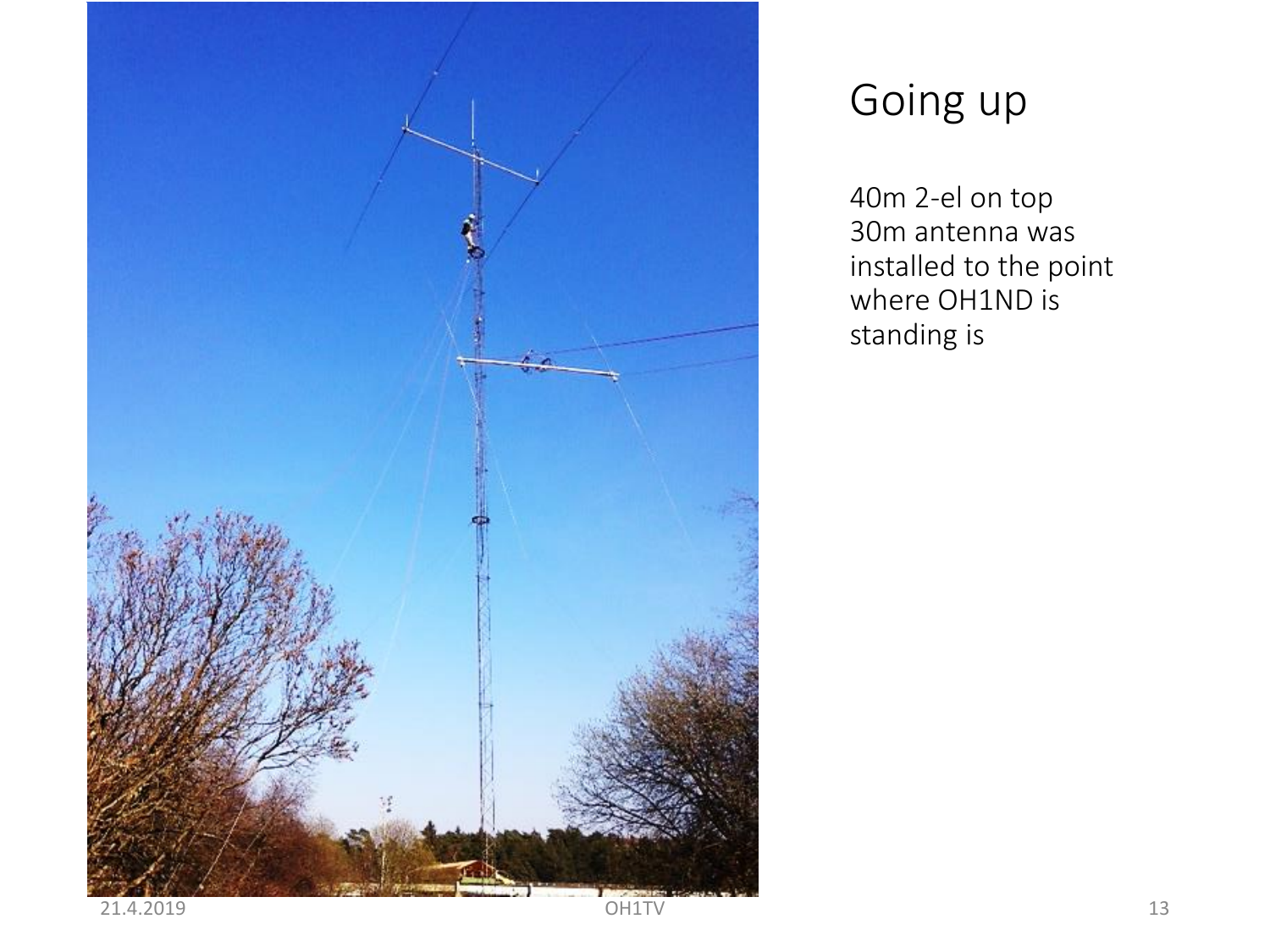# Going up

40m 2-el on top
30m antenna was installed to the point where OH1ND is standing is